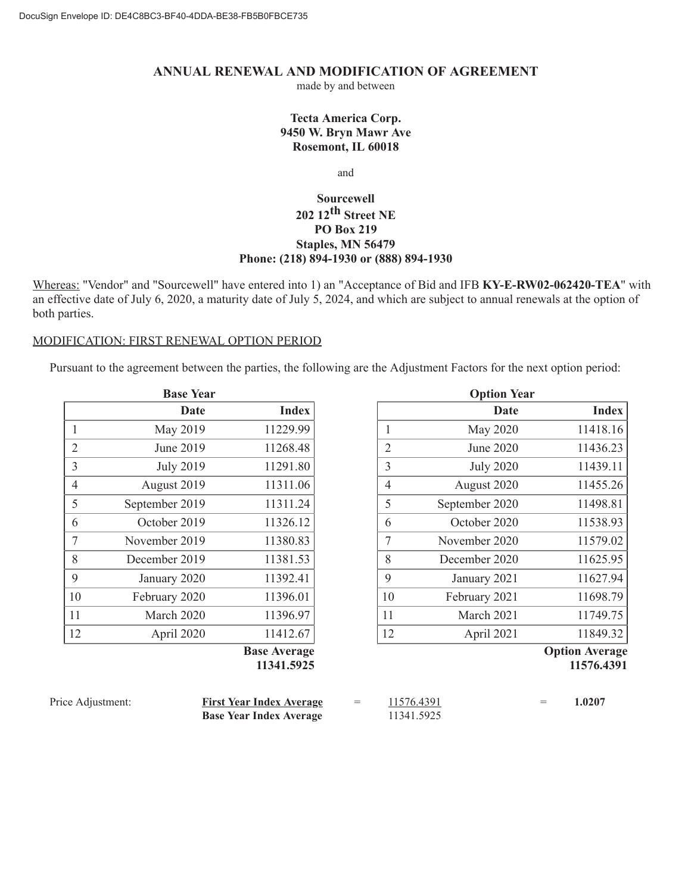DocuSign Envelope ID: DE4C8BC3-BF40-4DDA-BE38-FB5B0FBCE735

# ANNUAL RENEWAL AND MODIFICATION OF AGREEMENT

made by and between

**Tecta America Corp.**
**9450 W. Bryn Mawr Ave**
**Rosemont, IL 60018**

and

**Sourcewell**
**202 12th Street NE**
**PO Box 219**
**Staples, MN 56479**
**Phone: (218) 894-1930 or (888) 894-1930**

Whereas: "Vendor" and "Sourcewell" have entered into 1) an "Acceptance of Bid and IFB **KY-E-RW02-062420-TEA**" with an effective date of July 6, 2020, a maturity date of July 5, 2024, and which are subject to annual renewals at the option of both parties.

MODIFICATION: FIRST RENEWAL OPTION PERIOD

Pursuant to the agreement between the parties, the following are the Adjustment Factors for the next option period:

**Base Year**

| | Date | Index |
|---|---|---|
| 1 | May 2019 | 11229.99 |
| 2 | June 2019 | 11268.48 |
| 3 | July 2019 | 11291.80 |
| 4 | August 2019 | 11311.06 |
| 5 | September 2019 | 11311.24 |
| 6 | October 2019 | 11326.12 |
| 7 | November 2019 | 11380.83 |
| 8 | December 2019 | 11381.53 |
| 9 | January 2020 | 11392.41 |
| 10 | February 2020 | 11396.01 |
| 11 | March 2020 | 11396.97 |
| 12 | April 2020 | 11412.67 |

**Base Average**
**11341.5925**

**Option Year**

| | Date | Index |
|---|---|---|
| 1 | May 2020 | 11418.16 |
| 2 | June 2020 | 11436.23 |
| 3 | July 2020 | 11439.11 |
| 4 | August 2020 | 11455.26 |
| 5 | September 2020 | 11498.81 |
| 6 | October 2020 | 11538.93 |
| 7 | November 2020 | 11579.02 |
| 8 | December 2020 | 11625.95 |
| 9 | January 2021 | 11627.94 |
| 10 | February 2021 | 11698.79 |
| 11 | March 2021 | 11749.75 |
| 12 | April 2021 | 11849.32 |

**Option Average**
**11576.4391**

Price Adjustment: $\frac{\textbf{First Year Index Average}}{\textbf{Base Year Index Average}} = \frac{11576.4391}{11341.5925} = \textbf{1.0207}$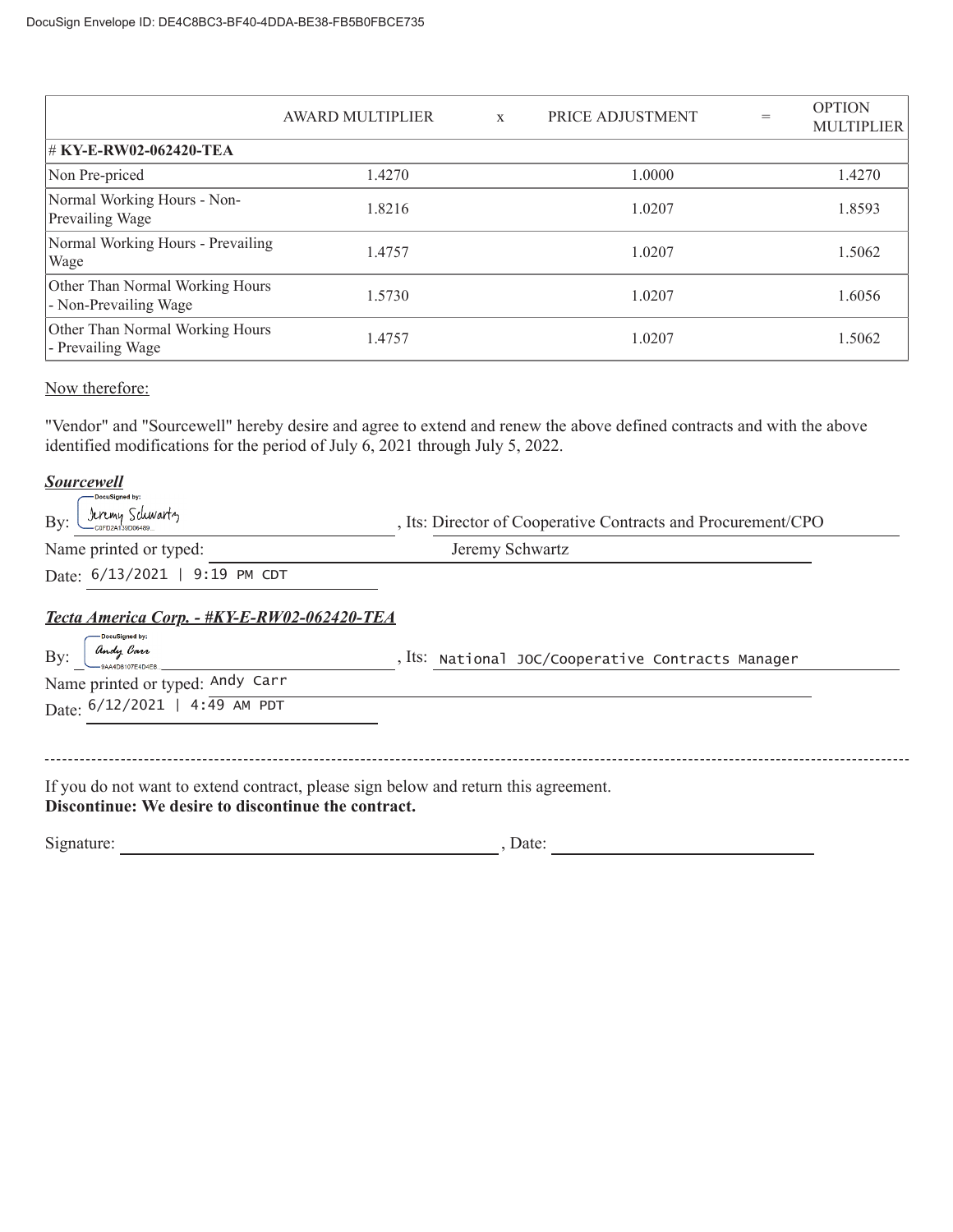| | AWARD MULTIPLIER | x | PRICE ADJUSTMENT | = | OPTION MULTIPLIER |
|---|---|---|---|---|---|
| **# KY-E-RW02-062420-TEA** | | | | | |
| Non Pre-priced | 1.4270 | | 1.0000 | | 1.4270 |
| Normal Working Hours - Non-Prevailing Wage | 1.8216 | | 1.0207 | | 1.8593 |
| Normal Working Hours - Prevailing Wage | 1.4757 | | 1.0207 | | 1.5062 |
| Other Than Normal Working Hours - Non-Prevailing Wage | 1.5730 | | 1.0207 | | 1.6056 |
| Other Than Normal Working Hours - Prevailing Wage | 1.4757 | | 1.0207 | | 1.5062 |

Now therefore:

"Vendor" and "Sourcewell" hereby desire and agree to extend and renew the above defined contracts and with the above identified modifications for the period of July 6, 2021 through July 5, 2022.

***Sourcewell***

By: Jeremy Schwartz, Its: Director of Cooperative Contracts and Procurement/CPO

Name printed or typed: Jeremy Schwartz

Date: 6/13/2021 | 9:19 PM CDT

***Tecta America Corp. - #KY-E-RW02-062420-TEA***

By: Andy Carr, Its: National JOC/Cooperative Contracts Manager

Name printed or typed: Andy Carr

Date: 6/12/2021 | 4:49 AM PDT

---

If you do not want to extend contract, please sign below and return this agreement.
**Discontinue: We desire to discontinue the contract.**

Signature: ______________________________, Date: ____________________